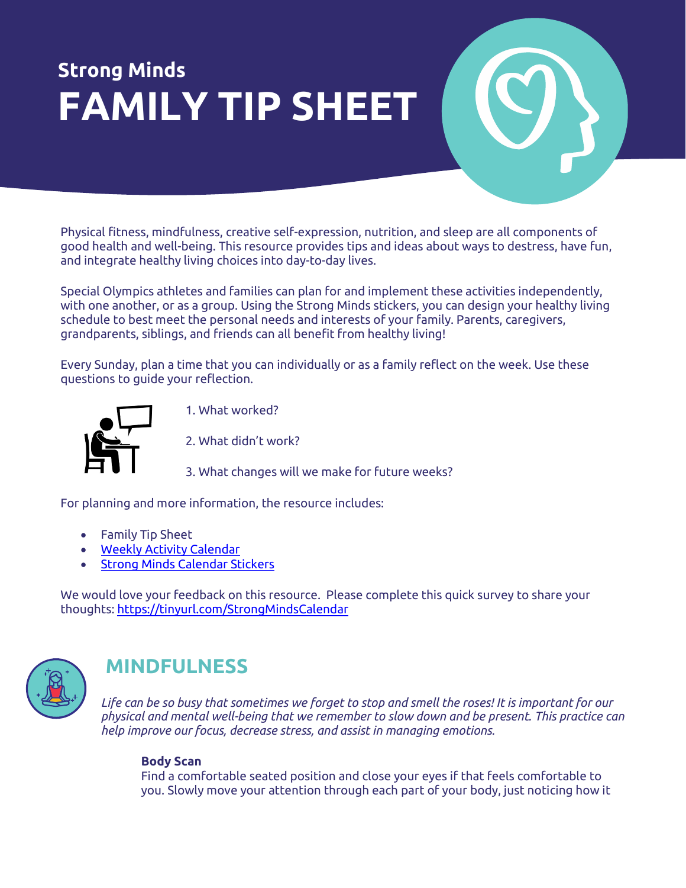## Strong Minds

# FAMILY TIP SHEET

Physical fitness, mindfulness, creative self-expression, nutrition, and sleep are all components of good health and well-being. This resource provides tips and ideas about ways to destress, have fun, and integrate healthy living choices into day-to-day lives.

Special Olympics athletes and families can plan for and implement these activities independently, with one another, or as a group. Using the Strong Minds stickers, you can design your healthy living schedule to best meet the personal needs and interests of your family. Parents, caregivers, grandparents, siblings, and friends can all benefit from healthy living!

Every Sunday, plan a time that you can individually or as a family reflect on the week. Use these questions to guide your reflection.

1. What worked?
2. What didn't work?
3. What changes will we make for future weeks?

For planning and more information, the resource includes:

- Family Tip Sheet
- Weekly Activity Calendar
- Strong Minds Calendar Stickers

We would love your feedback on this resource. Please complete this quick survey to share your thoughts: https://tinyurl.com/StrongMindsCalendar

## MINDFULNESS

*Life can be so busy that sometimes we forget to stop and smell the roses! It is important for our physical and mental well-being that we remember to slow down and be present. This practice can help improve our focus, decrease stress, and assist in managing emotions.*

**Body Scan**
Find a comfortable seated position and close your eyes if that feels comfortable to you. Slowly move your attention through each part of your body, just noticing how it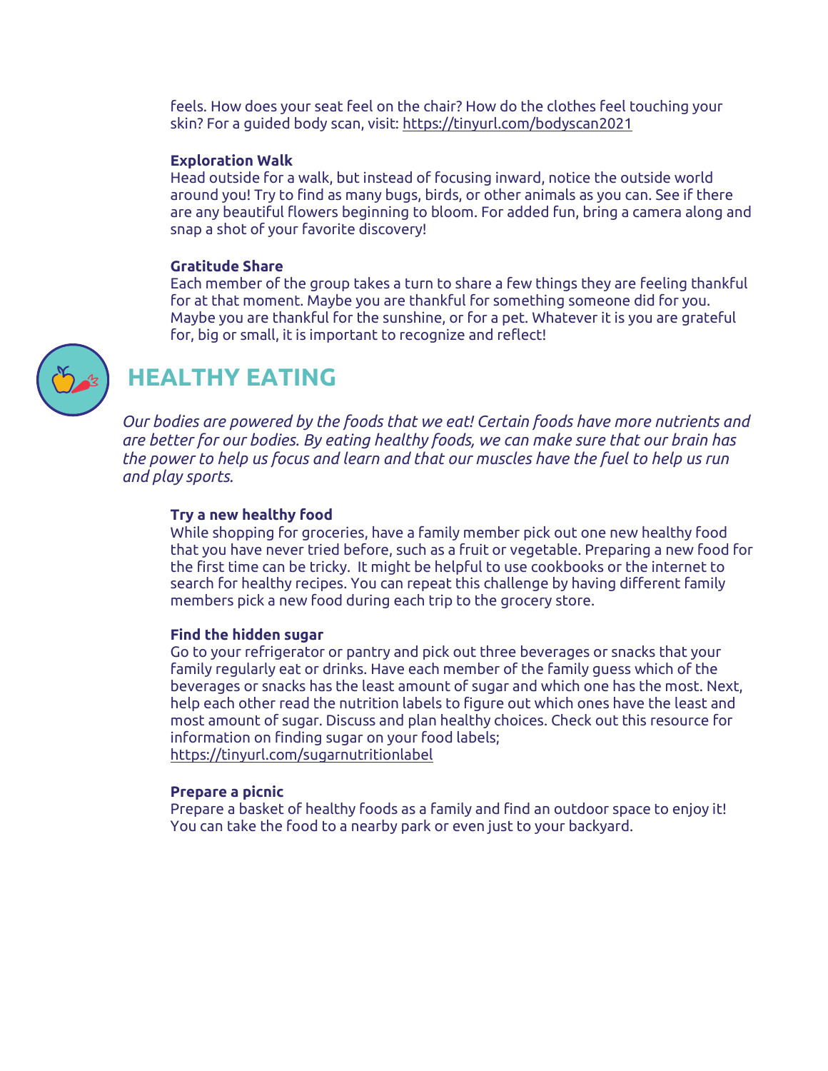feels. How does your seat feel on the chair? How do the clothes feel touching your skin? For a guided body scan, visit: https://tinyurl.com/bodyscan2021

**Exploration Walk**
Head outside for a walk, but instead of focusing inward, notice the outside world around you! Try to find as many bugs, birds, or other animals as you can. See if there are any beautiful flowers beginning to bloom. For added fun, bring a camera along and snap a shot of your favorite discovery!

**Gratitude Share**
Each member of the group takes a turn to share a few things they are feeling thankful for at that moment. Maybe you are thankful for something someone did for you. Maybe you are thankful for the sunshine, or for a pet. Whatever it is you are grateful for, big or small, it is important to recognize and reflect!

## HEALTHY EATING

*Our bodies are powered by the foods that we eat! Certain foods have more nutrients and are better for our bodies. By eating healthy foods, we can make sure that our brain has the power to help us focus and learn and that our muscles have the fuel to help us run and play sports.*

**Try a new healthy food**
While shopping for groceries, have a family member pick out one new healthy food that you have never tried before, such as a fruit or vegetable. Preparing a new food for the first time can be tricky. It might be helpful to use cookbooks or the internet to search for healthy recipes. You can repeat this challenge by having different family members pick a new food during each trip to the grocery store.

**Find the hidden sugar**
Go to your refrigerator or pantry and pick out three beverages or snacks that your family regularly eat or drinks. Have each member of the family guess which of the beverages or snacks has the least amount of sugar and which one has the most. Next, help each other read the nutrition labels to figure out which ones have the least and most amount of sugar. Discuss and plan healthy choices. Check out this resource for information on finding sugar on your food labels; https://tinyurl.com/sugarnutritionlabel

**Prepare a picnic**
Prepare a basket of healthy foods as a family and find an outdoor space to enjoy it! You can take the food to a nearby park or even just to your backyard.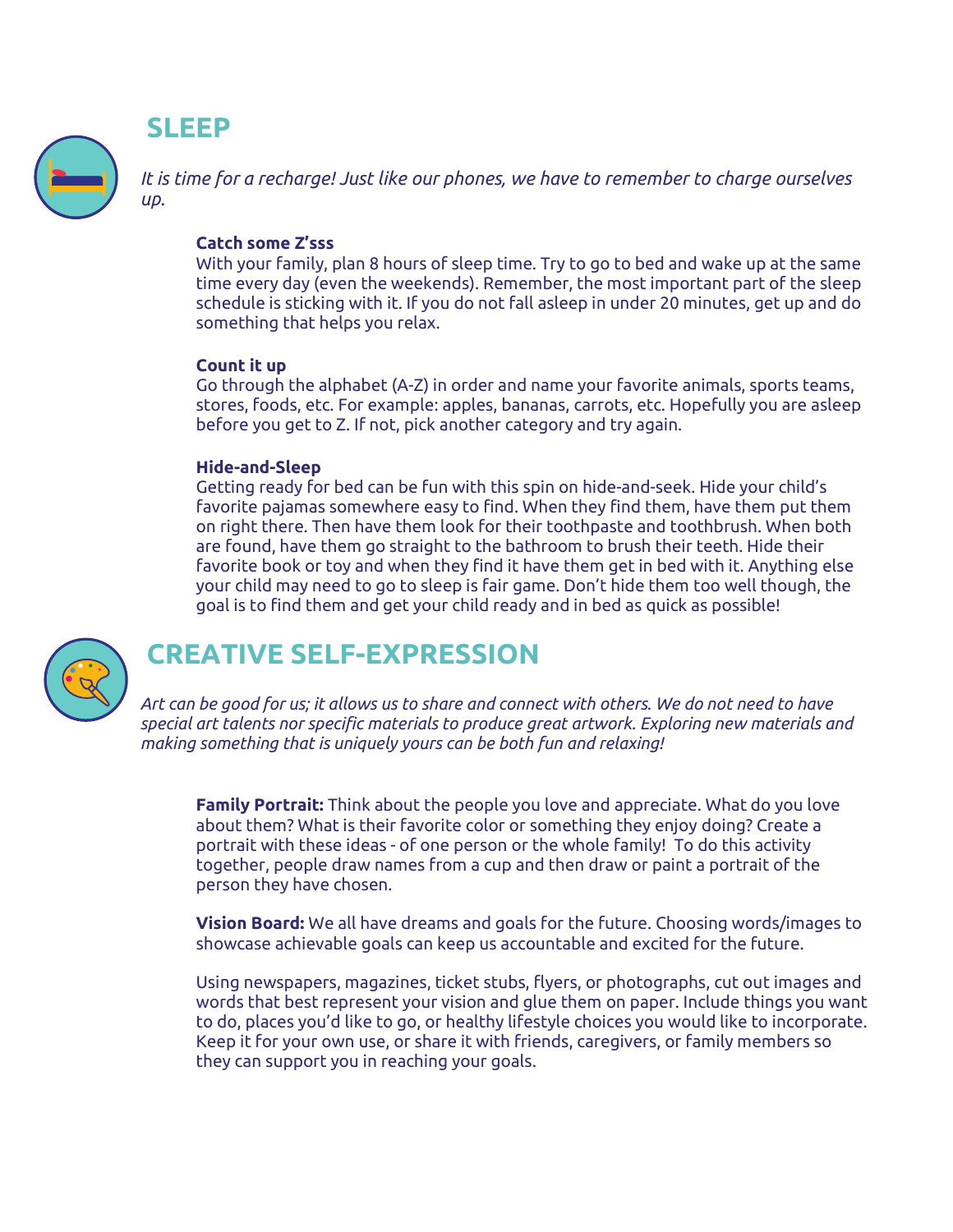## SLEEP

*It is time for a recharge! Just like our phones, we have to remember to charge ourselves up.*

**Catch some Z'sss**
With your family, plan 8 hours of sleep time. Try to go to bed and wake up at the same time every day (even the weekends). Remember, the most important part of the sleep schedule is sticking with it. If you do not fall asleep in under 20 minutes, get up and do something that helps you relax.

**Count it up**
Go through the alphabet (A-Z) in order and name your favorite animals, sports teams, stores, foods, etc. For example: apples, bananas, carrots, etc. Hopefully you are asleep before you get to Z. If not, pick another category and try again.

**Hide-and-Sleep**
Getting ready for bed can be fun with this spin on hide-and-seek. Hide your child's favorite pajamas somewhere easy to find. When they find them, have them put them on right there. Then have them look for their toothpaste and toothbrush. When both are found, have them go straight to the bathroom to brush their teeth. Hide their favorite book or toy and when they find it have them get in bed with it. Anything else your child may need to go to sleep is fair game. Don't hide them too well though, the goal is to find them and get your child ready and in bed as quick as possible!

## CREATIVE SELF-EXPRESSION

*Art can be good for us; it allows us to share and connect with others. We do not need to have special art talents nor specific materials to produce great artwork. Exploring new materials and making something that is uniquely yours can be both fun and relaxing!*

**Family Portrait:** Think about the people you love and appreciate. What do you love about them? What is their favorite color or something they enjoy doing? Create a portrait with these ideas - of one person or the whole family! To do this activity together, people draw names from a cup and then draw or paint a portrait of the person they have chosen.

**Vision Board:** We all have dreams and goals for the future. Choosing words/images to showcase achievable goals can keep us accountable and excited for the future.

Using newspapers, magazines, ticket stubs, flyers, or photographs, cut out images and words that best represent your vision and glue them on paper. Include things you want to do, places you'd like to go, or healthy lifestyle choices you would like to incorporate. Keep it for your own use, or share it with friends, caregivers, or family members so they can support you in reaching your goals.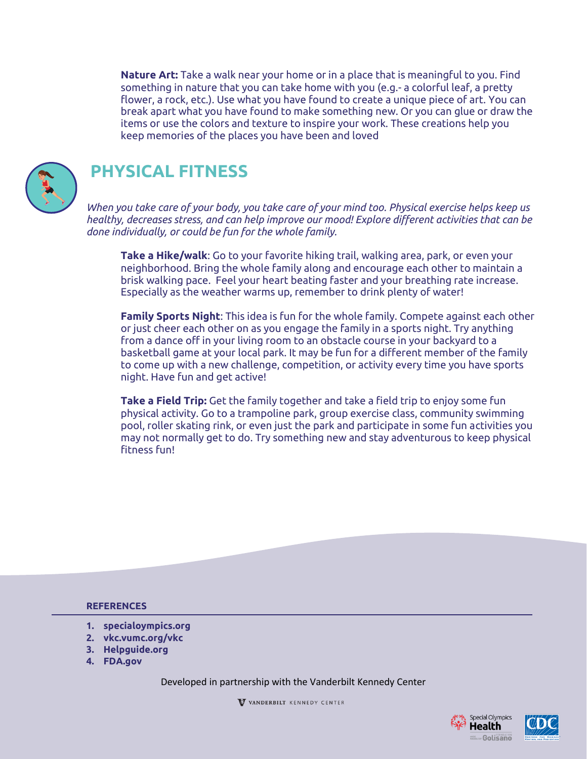**Nature Art:** Take a walk near your home or in a place that is meaningful to you. Find something in nature that you can take home with you (e.g.- a colorful leaf, a pretty flower, a rock, etc.). Use what you have found to create a unique piece of art. You can break apart what you have found to make something new. Or you can glue or draw the items or use the colors and texture to inspire your work. These creations help you keep memories of the places you have been and loved

## PHYSICAL FITNESS

*When you take care of your body, you take care of your mind too. Physical exercise helps keep us healthy, decreases stress, and can help improve our mood! Explore different activities that can be done individually, or could be fun for the whole family.*

**Take a Hike/walk**: Go to your favorite hiking trail, walking area, park, or even your neighborhood. Bring the whole family along and encourage each other to maintain a brisk walking pace. Feel your heart beating faster and your breathing rate increase. Especially as the weather warms up, remember to drink plenty of water!

**Family Sports Night**: This idea is fun for the whole family. Compete against each other or just cheer each other on as you engage the family in a sports night. Try anything from a dance off in your living room to an obstacle course in your backyard to a basketball game at your local park. It may be fun for a different member of the family to come up with a new challenge, competition, or activity every time you have sports night. Have fun and get active!

**Take a Field Trip:** Get the family together and take a field trip to enjoy some fun physical activity. Go to a trampoline park, group exercise class, community swimming pool, roller skating rink, or even just the park and participate in some fun activities you may not normally get to do. Try something new and stay adventurous to keep physical fitness fun!

### REFERENCES

1. **specialoympics.org**
2. **vkc.vumc.org/vkc**
3. **Helpguide.org**
4. **FDA.gov**

Developed in partnership with the Vanderbilt Kennedy Center

VANDERBILT KENNEDY CENTER

Special Olympics Health Golisano

CDC